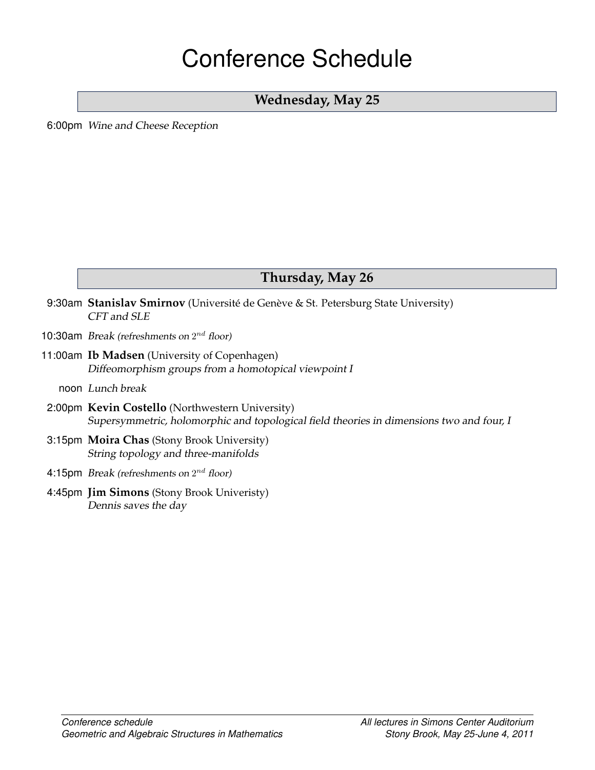# Conference Schedule

## Wednesday, May 25

6:00pm *Wine and Cheese Reception*

## Thursday, May 26

9:30am **Stanislav Smirnov** (Université de Genève & St. Petersburg State University)
*CFT and SLE*

10:30am *Break (refreshments on $2^{nd}$ floor)*

11:00am **Ib Madsen** (University of Copenhagen)
*Diffeomorphism groups from a homotopical viewpoint I*

noon *Lunch break*

2:00pm **Kevin Costello** (Northwestern University)
*Supersymmetric, holomorphic and topological field theories in dimensions two and four, I*

3:15pm **Moira Chas** (Stony Brook University)
*String topology and three-manifolds*

4:15pm *Break (refreshments on $2^{nd}$ floor)*

4:45pm **Jim Simons** (Stony Brook Univeristy)
*Dennis saves the day*

*Conference schedule*
*Geometric and Algebraic Structures in Mathematics*

*All lectures in Simons Center Auditorium*
*Stony Brook, May 25-June 4, 2011*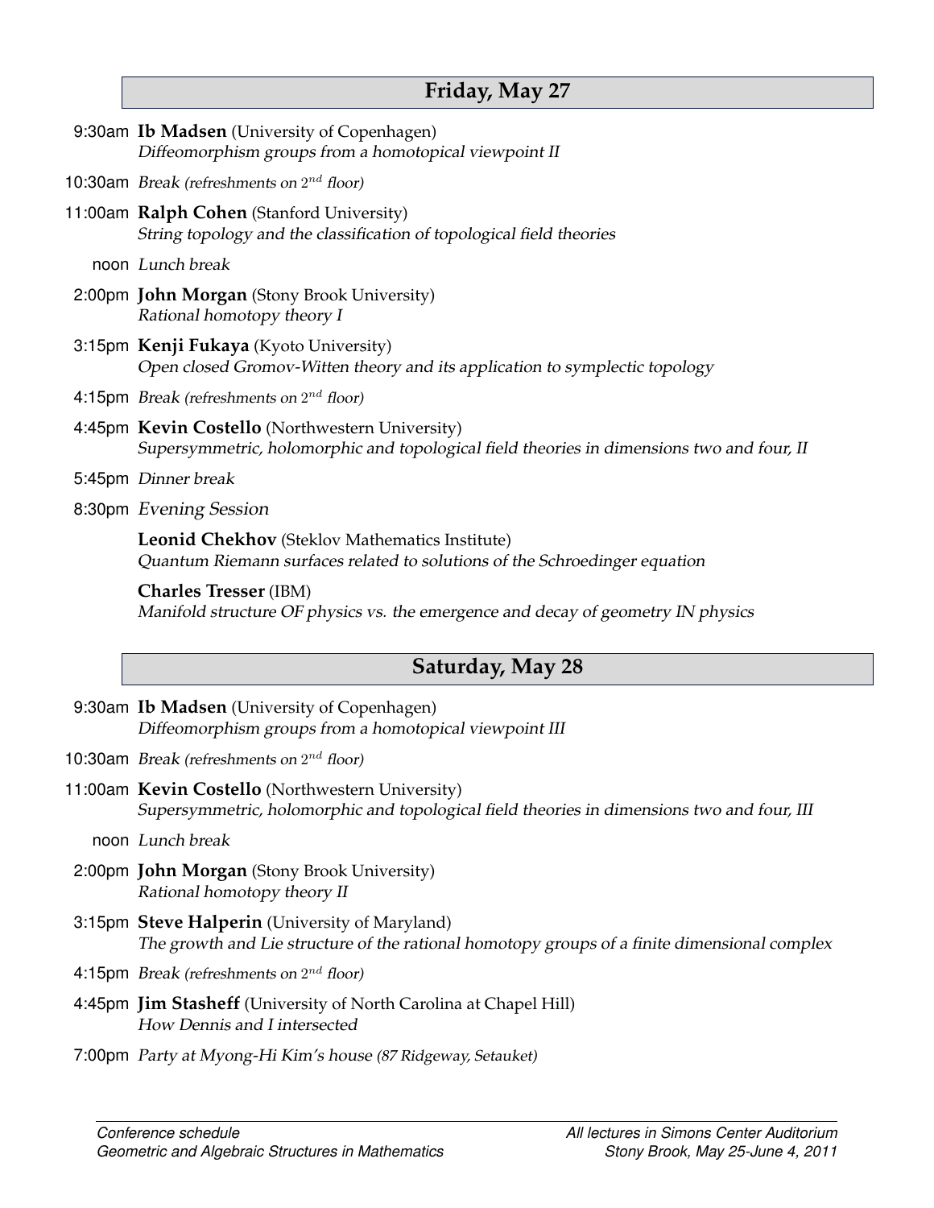## Friday, May 27

9:30am **Ib Madsen** (University of Copenhagen)
*Diffeomorphism groups from a homotopical viewpoint II*

10:30am *Break (refreshments on $2^{nd}$ floor)*

11:00am **Ralph Cohen** (Stanford University)
*String topology and the classification of topological field theories*

noon *Lunch break*

2:00pm **John Morgan** (Stony Brook University)
*Rational homotopy theory I*

3:15pm **Kenji Fukaya** (Kyoto University)
*Open closed Gromov-Witten theory and its application to symplectic topology*

4:15pm *Break (refreshments on $2^{nd}$ floor)*

4:45pm **Kevin Costello** (Northwestern University)
*Supersymmetric, holomorphic and topological field theories in dimensions two and four, II*

5:45pm *Dinner break*

8:30pm *Evening Session*

**Leonid Chekhov** (Steklov Mathematics Institute)
*Quantum Riemann surfaces related to solutions of the Schroedinger equation*

**Charles Tresser** (IBM)
*Manifold structure OF physics vs. the emergence and decay of geometry IN physics*

## Saturday, May 28

9:30am **Ib Madsen** (University of Copenhagen)
*Diffeomorphism groups from a homotopical viewpoint III*

10:30am *Break (refreshments on $2^{nd}$ floor)*

11:00am **Kevin Costello** (Northwestern University)
*Supersymmetric, holomorphic and topological field theories in dimensions two and four, III*

noon *Lunch break*

2:00pm **John Morgan** (Stony Brook University)
*Rational homotopy theory II*

3:15pm **Steve Halperin** (University of Maryland)
*The growth and Lie structure of the rational homotopy groups of a finite dimensional complex*

4:15pm *Break (refreshments on $2^{nd}$ floor)*

4:45pm **Jim Stasheff** (University of North Carolina at Chapel Hill)
*How Dennis and I intersected*

7:00pm *Party at Myong-Hi Kim's house (87 Ridgeway, Setauket)*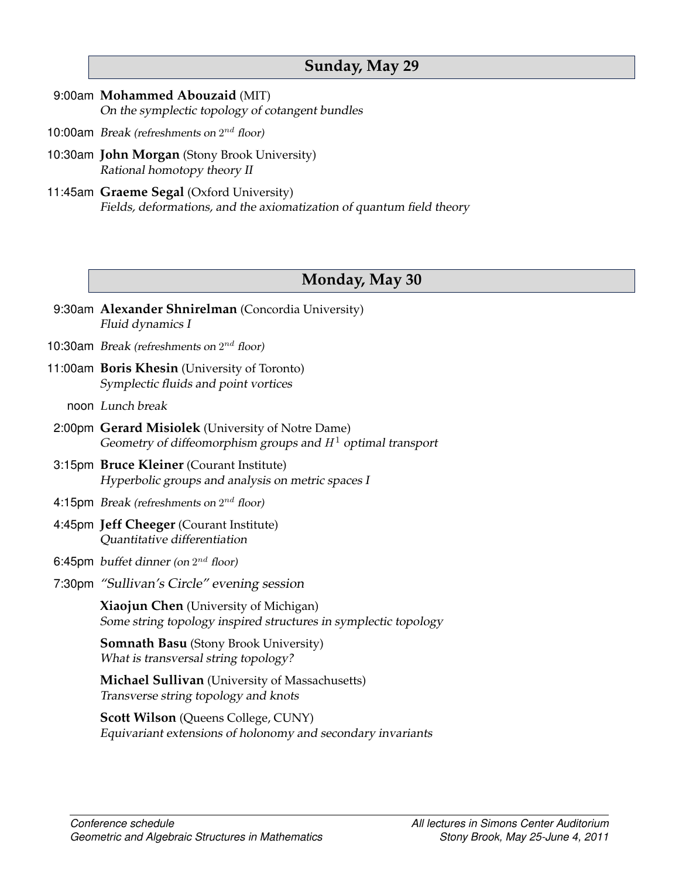## Sunday, May 29

9:00am **Mohammed Abouzaid** (MIT)
*On the symplectic topology of cotangent bundles*

10:00am *Break (refreshments on $2^{nd}$ floor)*

10:30am **John Morgan** (Stony Brook University)
*Rational homotopy theory II*

11:45am **Graeme Segal** (Oxford University)
*Fields, deformations, and the axiomatization of quantum field theory*

## Monday, May 30

9:30am **Alexander Shnirelman** (Concordia University)
*Fluid dynamics I*

10:30am *Break (refreshments on $2^{nd}$ floor)*

11:00am **Boris Khesin** (University of Toronto)
*Symplectic fluids and point vortices*

noon *Lunch break*

2:00pm **Gerard Misiolek** (University of Notre Dame)
*Geometry of diffeomorphism groups and $H^1$ optimal transport*

3:15pm **Bruce Kleiner** (Courant Institute)
*Hyperbolic groups and analysis on metric spaces I*

4:15pm *Break (refreshments on $2^{nd}$ floor)*

4:45pm **Jeff Cheeger** (Courant Institute)
*Quantitative differentiation*

6:45pm *buffet dinner (on $2^{nd}$ floor)*

7:30pm *"Sullivan's Circle" evening session*

**Xiaojun Chen** (University of Michigan)
*Some string topology inspired structures in symplectic topology*

**Somnath Basu** (Stony Brook University)
*What is transversal string topology?*

**Michael Sullivan** (University of Massachusetts)
*Transverse string topology and knots*

**Scott Wilson** (Queens College, CUNY)
*Equivariant extensions of holonomy and secondary invariants*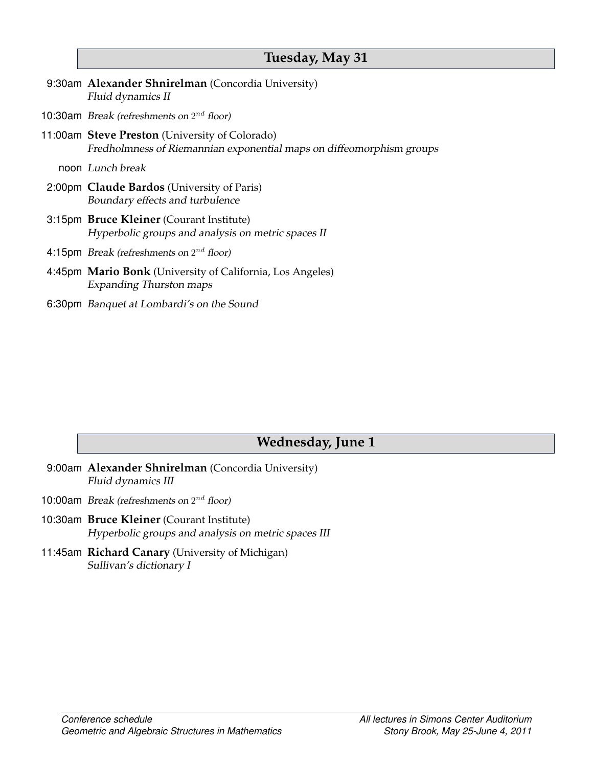## Tuesday, May 31

9:30am **Alexander Shnirelman** (Concordia University)
*Fluid dynamics II*

10:30am *Break (refreshments on $2^{nd}$ floor)*

11:00am **Steve Preston** (University of Colorado)
*Fredholmness of Riemannian exponential maps on diffeomorphism groups*

noon *Lunch break*

2:00pm **Claude Bardos** (University of Paris)
*Boundary effects and turbulence*

3:15pm **Bruce Kleiner** (Courant Institute)
*Hyperbolic groups and analysis on metric spaces II*

4:15pm *Break (refreshments on $2^{nd}$ floor)*

4:45pm **Mario Bonk** (University of California, Los Angeles)
*Expanding Thurston maps*

6:30pm *Banquet at Lombardi's on the Sound*

## Wednesday, June 1

9:00am **Alexander Shnirelman** (Concordia University)
*Fluid dynamics III*

10:00am *Break (refreshments on $2^{nd}$ floor)*

10:30am **Bruce Kleiner** (Courant Institute)
*Hyperbolic groups and analysis on metric spaces III*

11:45am **Richard Canary** (University of Michigan)
*Sullivan's dictionary I*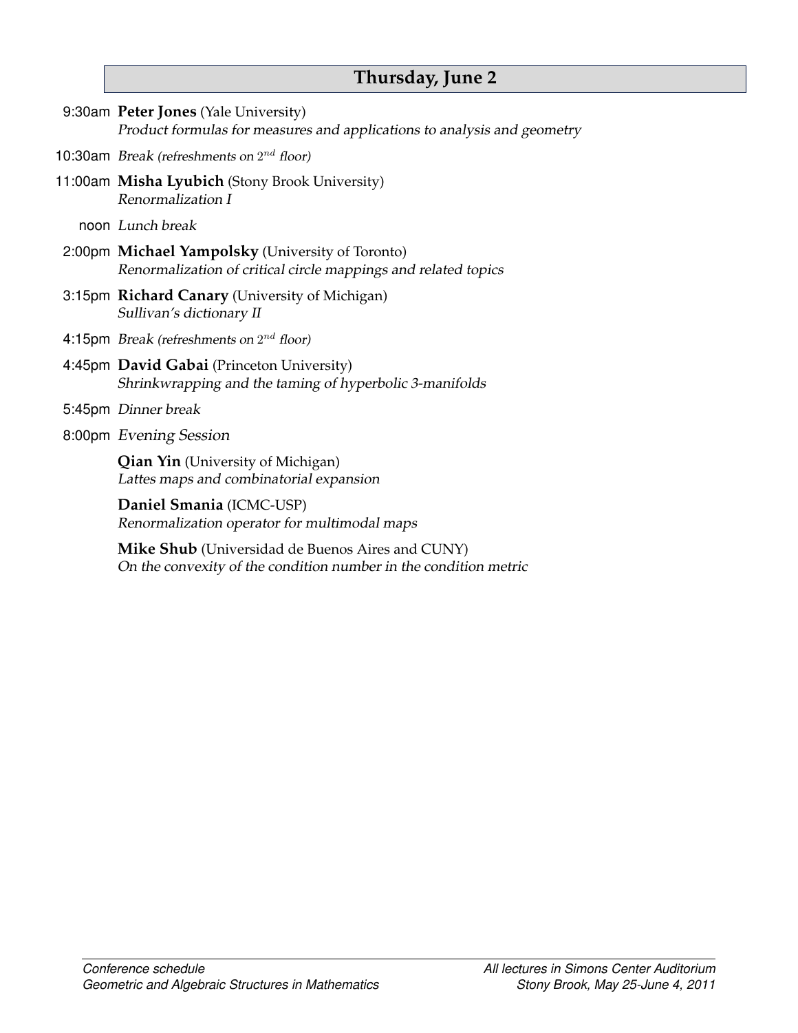## Thursday, June 2

9:30am **Peter Jones** (Yale University)
*Product formulas for measures and applications to analysis and geometry*

10:30am *Break (refreshments on $2^{nd}$ floor)*

11:00am **Misha Lyubich** (Stony Brook University)
*Renormalization I*

noon *Lunch break*

2:00pm **Michael Yampolsky** (University of Toronto)
*Renormalization of critical circle mappings and related topics*

3:15pm **Richard Canary** (University of Michigan)
*Sullivan's dictionary II*

4:15pm *Break (refreshments on $2^{nd}$ floor)*

4:45pm **David Gabai** (Princeton University)
*Shrinkwrapping and the taming of hyperbolic 3-manifolds*

5:45pm *Dinner break*

8:00pm *Evening Session*

**Qian Yin** (University of Michigan)
*Lattes maps and combinatorial expansion*

**Daniel Smania** (ICMC-USP)
*Renormalization operator for multimodal maps*

**Mike Shub** (Universidad de Buenos Aires and CUNY)
*On the convexity of the condition number in the condition metric*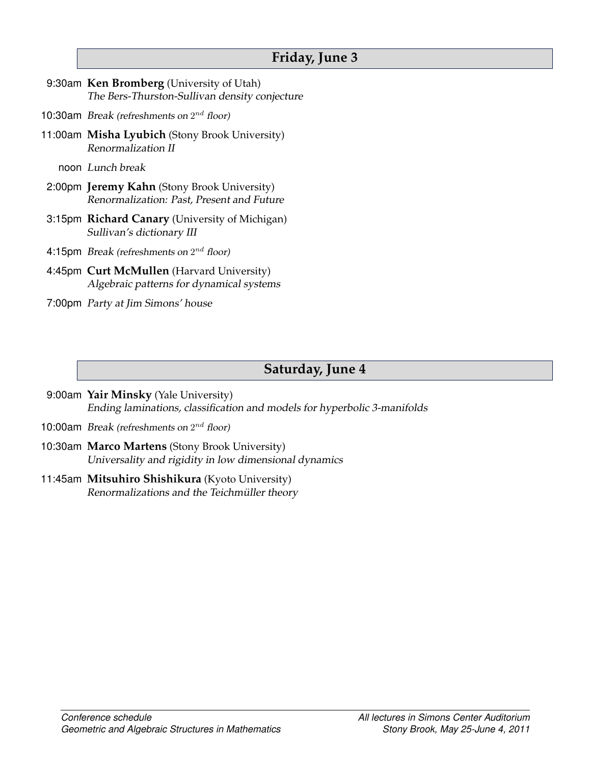## Friday, June 3

9:30am **Ken Bromberg** (University of Utah)
*The Bers-Thurston-Sullivan density conjecture*

10:30am *Break (refreshments on $2^{nd}$ floor)*

11:00am **Misha Lyubich** (Stony Brook University)
*Renormalization II*

noon *Lunch break*

2:00pm **Jeremy Kahn** (Stony Brook University)
*Renormalization: Past, Present and Future*

3:15pm **Richard Canary** (University of Michigan)
*Sullivan's dictionary III*

4:15pm *Break (refreshments on $2^{nd}$ floor)*

4:45pm **Curt McMullen** (Harvard University)
*Algebraic patterns for dynamical systems*

7:00pm *Party at Jim Simons' house*

## Saturday, June 4

9:00am **Yair Minsky** (Yale University)
*Ending laminations, classification and models for hyperbolic 3-manifolds*

10:00am *Break (refreshments on $2^{nd}$ floor)*

10:30am **Marco Martens** (Stony Brook University)
*Universality and rigidity in low dimensional dynamics*

11:45am **Mitsuhiro Shishikura** (Kyoto University)
*Renormalizations and the Teichmüller theory*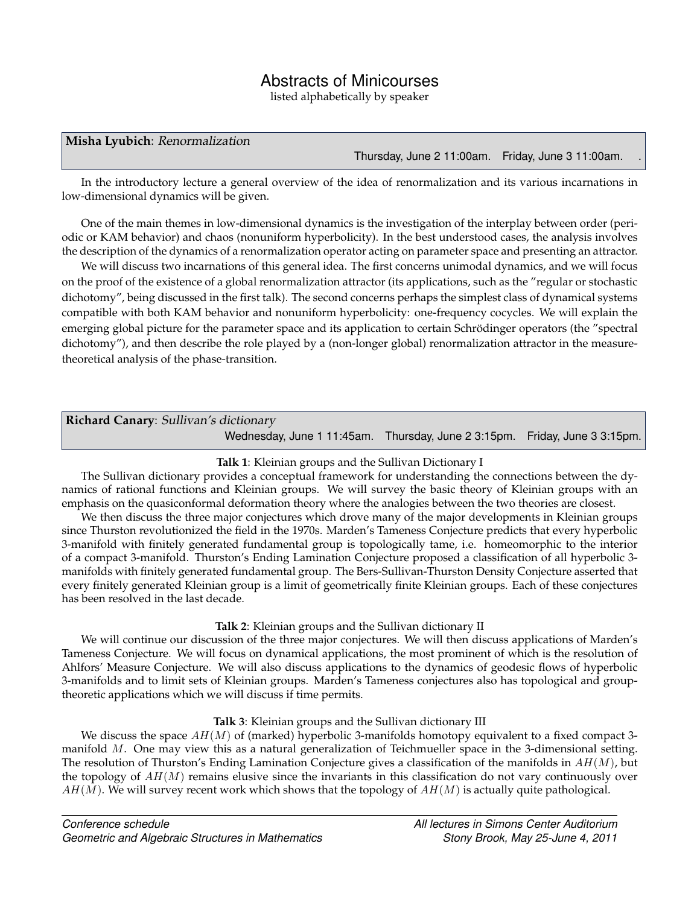# Abstracts of Minicourses

listed alphabetically by speaker

**Misha Lyubich**: *Renormalization*

Thursday, June 2 11:00am. Friday, June 3 11:00am. .

In the introductory lecture a general overview of the idea of renormalization and its various incarnations in low-dimensional dynamics will be given.

One of the main themes in low-dimensional dynamics is the investigation of the interplay between order (periodic or KAM behavior) and chaos (nonuniform hyperbolicity). In the best understood cases, the analysis involves the description of the dynamics of a renormalization operator acting on parameter space and presenting an attractor.

We will discuss two incarnations of this general idea. The first concerns unimodal dynamics, and we will focus on the proof of the existence of a global renormalization attractor (its applications, such as the "regular or stochastic dichotomy", being discussed in the first talk). The second concerns perhaps the simplest class of dynamical systems compatible with both KAM behavior and nonuniform hyperbolicity: one-frequency cocycles. We will explain the emerging global picture for the parameter space and its application to certain Schrödinger operators (the "spectral dichotomy"), and then describe the role played by a (non-longer global) renormalization attractor in the measure-theoretical analysis of the phase-transition.

**Richard Canary**: *Sullivan's dictionary*

Wednesday, June 1 11:45am. Thursday, June 2 3:15pm. Friday, June 3 3:15pm.

**Talk 1**: Kleinian groups and the Sullivan Dictionary I

The Sullivan dictionary provides a conceptual framework for understanding the connections between the dynamics of rational functions and Kleinian groups. We will survey the basic theory of Kleinian groups with an emphasis on the quasiconformal deformation theory where the analogies between the two theories are closest.

We then discuss the three major conjectures which drove many of the major developments in Kleinian groups since Thurston revolutionized the field in the 1970s. Marden's Tameness Conjecture predicts that every hyperbolic 3-manifold with finitely generated fundamental group is topologically tame, i.e. homeomorphic to the interior of a compact 3-manifold. Thurston's Ending Lamination Conjecture proposed a classification of all hyperbolic 3-manifolds with finitely generated fundamental group. The Bers-Sullivan-Thurston Density Conjecture asserted that every finitely generated Kleinian group is a limit of geometrically finite Kleinian groups. Each of these conjectures has been resolved in the last decade.

**Talk 2**: Kleinian groups and the Sullivan dictionary II

We will continue our discussion of the three major conjectures. We will then discuss applications of Marden's Tameness Conjecture. We will focus on dynamical applications, the most prominent of which is the resolution of Ahlfors' Measure Conjecture. We will also discuss applications to the dynamics of geodesic flows of hyperbolic 3-manifolds and to limit sets of Kleinian groups. Marden's Tameness conjectures also has topological and group-theoretic applications which we will discuss if time permits.

**Talk 3**: Kleinian groups and the Sullivan dictionary III

We discuss the space $AH(M)$ of (marked) hyperbolic 3-manifolds homotopy equivalent to a fixed compact 3-manifold $M$. One may view this as a natural generalization of Teichmueller space in the 3-dimensional setting. The resolution of Thurston's Ending Lamination Conjecture gives a classification of the manifolds in $AH(M)$, but the topology of $AH(M)$ remains elusive since the invariants in this classification do not vary continuously over $AH(M)$. We will survey recent work which shows that the topology of $AH(M)$ is actually quite pathological.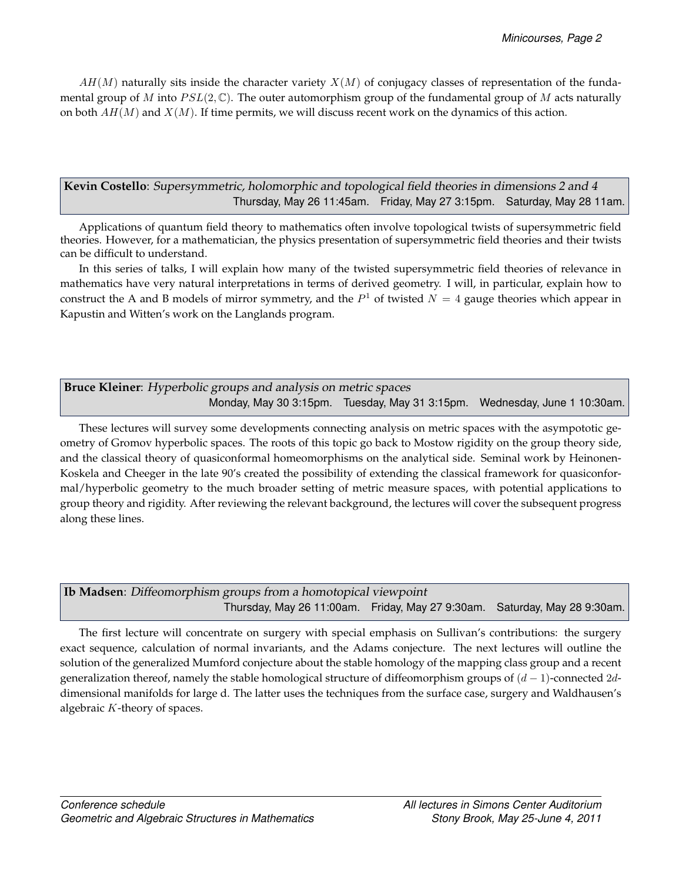$AH(M)$ naturally sits inside the character variety $X(M)$ of conjugacy classes of representation of the fundamental group of $M$ into $PSL(2, \mathbb{C})$. The outer automorphism group of the fundamental group of $M$ acts naturally on both $AH(M)$ and $X(M)$. If time permits, we will discuss recent work on the dynamics of this action.

**Kevin Costello**: *Supersymmetric, holomorphic and topological field theories in dimensions 2 and 4*
Thursday, May 26 11:45am. Friday, May 27 3:15pm. Saturday, May 28 11am.

Applications of quantum field theory to mathematics often involve topological twists of supersymmetric field theories. However, for a mathematician, the physics presentation of supersymmetric field theories and their twists can be difficult to understand.

In this series of talks, I will explain how many of the twisted supersymmetric field theories of relevance in mathematics have very natural interpretations in terms of derived geometry. I will, in particular, explain how to construct the A and B models of mirror symmetry, and the $P^1$ of twisted $N = 4$ gauge theories which appear in Kapustin and Witten's work on the Langlands program.

**Bruce Kleiner**: *Hyperbolic groups and analysis on metric spaces*
Monday, May 30 3:15pm. Tuesday, May 31 3:15pm. Wednesday, June 1 10:30am.

These lectures will survey some developments connecting analysis on metric spaces with the asympototic geometry of Gromov hyperbolic spaces. The roots of this topic go back to Mostow rigidity on the group theory side, and the classical theory of quasiconformal homeomorphisms on the analytical side. Seminal work by Heinonen-Koskela and Cheeger in the late 90's created the possibility of extending the classical framework for quasiconformal/hyperbolic geometry to the much broader setting of metric measure spaces, with potential applications to group theory and rigidity. After reviewing the relevant background, the lectures will cover the subsequent progress along these lines.

**Ib Madsen**: *Diffeomorphism groups from a homotopical viewpoint*
Thursday, May 26 11:00am. Friday, May 27 9:30am. Saturday, May 28 9:30am.

The first lecture will concentrate on surgery with special emphasis on Sullivan's contributions: the surgery exact sequence, calculation of normal invariants, and the Adams conjecture. The next lectures will outline the solution of the generalized Mumford conjecture about the stable homology of the mapping class group and a recent generalization thereof, namely the stable homological structure of diffeomorphism groups of $(d-1)$-connected $2d$-dimensional manifolds for large d. The latter uses the techniques from the surface case, surgery and Waldhausen's algebraic $K$-theory of spaces.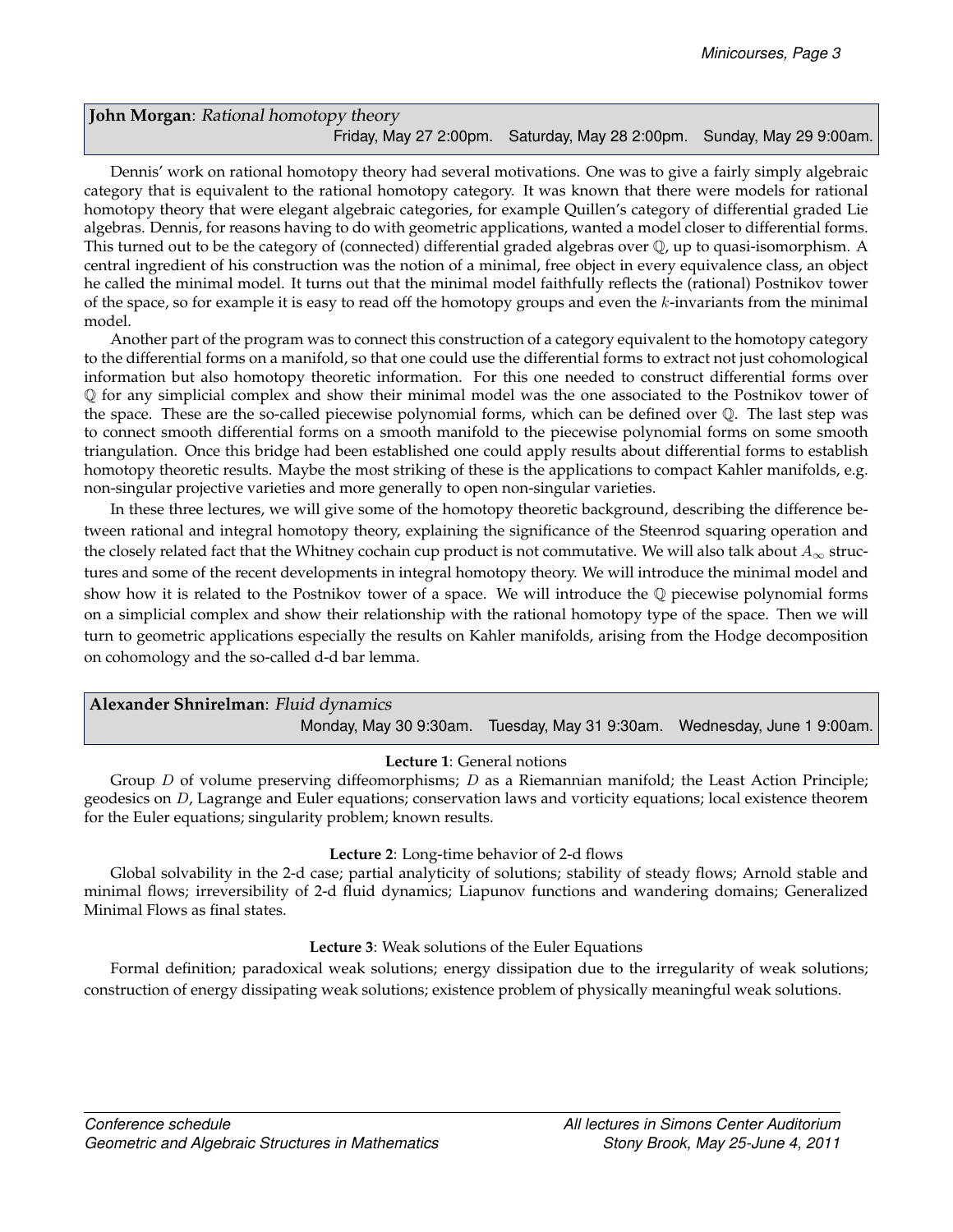**John Morgan**: *Rational homotopy theory*

Friday, May 27 2:00pm. Saturday, May 28 2:00pm. Sunday, May 29 9:00am.

Dennis' work on rational homotopy theory had several motivations. One was to give a fairly simply algebraic category that is equivalent to the rational homotopy category. It was known that there were models for rational homotopy theory that were elegant algebraic categories, for example Quillen's category of differential graded Lie algebras. Dennis, for reasons having to do with geometric applications, wanted a model closer to differential forms. This turned out to be the category of (connected) differential graded algebras over $\mathbb{Q}$, up to quasi-isomorphism. A central ingredient of his construction was the notion of a minimal, free object in every equivalence class, an object he called the minimal model. It turns out that the minimal model faithfully reflects the (rational) Postnikov tower of the space, so for example it is easy to read off the homotopy groups and even the $k$-invariants from the minimal model.

Another part of the program was to connect this construction of a category equivalent to the homotopy category to the differential forms on a manifold, so that one could use the differential forms to extract not just cohomological information but also homotopy theoretic information. For this one needed to construct differential forms over $\mathbb{Q}$ for any simplicial complex and show their minimal model was the one associated to the Postnikov tower of the space. These are the so-called piecewise polynomial forms, which can be defined over $\mathbb{Q}$. The last step was to connect smooth differential forms on a smooth manifold to the piecewise polynomial forms on some smooth triangulation. Once this bridge had been established one could apply results about differential forms to establish homotopy theoretic results. Maybe the most striking of these is the applications to compact Kahler manifolds, e.g. non-singular projective varieties and more generally to open non-singular varieties.

In these three lectures, we will give some of the homotopy theoretic background, describing the difference between rational and integral homotopy theory, explaining the significance of the Steenrod squaring operation and the closely related fact that the Whitney cochain cup product is not commutative. We will also talk about $A_\infty$ structures and some of the recent developments in integral homotopy theory. We will introduce the minimal model and show how it is related to the Postnikov tower of a space. We will introduce the $\mathbb{Q}$ piecewise polynomial forms on a simplicial complex and show their relationship with the rational homotopy type of the space. Then we will turn to geometric applications especially the results on Kahler manifolds, arising from the Hodge decomposition on cohomology and the so-called d-d bar lemma.

**Alexander Shnirelman**: *Fluid dynamics*

Monday, May 30 9:30am. Tuesday, May 31 9:30am. Wednesday, June 1 9:00am.

**Lecture 1**: General notions

Group $D$ of volume preserving diffeomorphisms; $D$ as a Riemannian manifold; the Least Action Principle; geodesics on $D$, Lagrange and Euler equations; conservation laws and vorticity equations; local existence theorem for the Euler equations; singularity problem; known results.

**Lecture 2**: Long-time behavior of 2-d flows

Global solvability in the 2-d case; partial analyticity of solutions; stability of steady flows; Arnold stable and minimal flows; irreversibility of 2-d fluid dynamics; Liapunov functions and wandering domains; Generalized Minimal Flows as final states.

**Lecture 3**: Weak solutions of the Euler Equations

Formal definition; paradoxical weak solutions; energy dissipation due to the irregularity of weak solutions; construction of energy dissipating weak solutions; existence problem of physically meaningful weak solutions.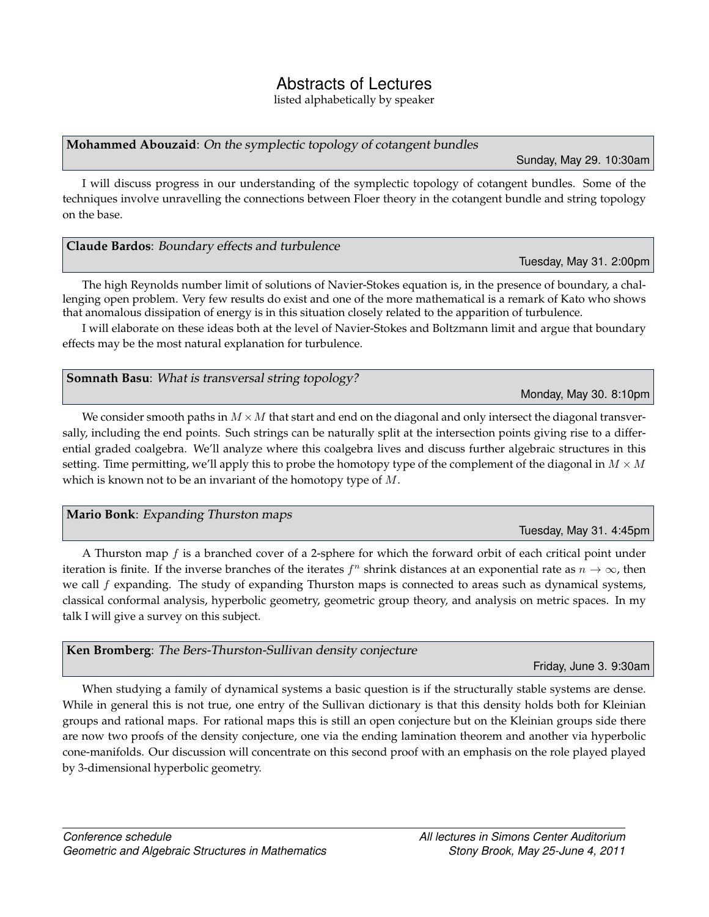# Abstracts of Lectures

listed alphabetically by speaker

**Mohammed Abouzaid**: *On the symplectic topology of cotangent bundles*

Sunday, May 29. 10:30am

I will discuss progress in our understanding of the symplectic topology of cotangent bundles. Some of the techniques involve unravelling the connections between Floer theory in the cotangent bundle and string topology on the base.

**Claude Bardos**: *Boundary effects and turbulence*

Tuesday, May 31. 2:00pm

The high Reynolds number limit of solutions of Navier-Stokes equation is, in the presence of boundary, a challenging open problem. Very few results do exist and one of the more mathematical is a remark of Kato who shows that anomalous dissipation of energy is in this situation closely related to the apparition of turbulence.

I will elaborate on these ideas both at the level of Navier-Stokes and Boltzmann limit and argue that boundary effects may be the most natural explanation for turbulence.

**Somnath Basu**: *What is transversal string topology?*

Monday, May 30. 8:10pm

We consider smooth paths in $M \times M$ that start and end on the diagonal and only intersect the diagonal transversally, including the end points. Such strings can be naturally split at the intersection points giving rise to a differential graded coalgebra. We'll analyze where this coalgebra lives and discuss further algebraic structures in this setting. Time permitting, we'll apply this to probe the homotopy type of the complement of the diagonal in $M \times M$ which is known not to be an invariant of the homotopy type of $M$.

**Mario Bonk**: *Expanding Thurston maps*

Tuesday, May 31. 4:45pm

A Thurston map $f$ is a branched cover of a 2-sphere for which the forward orbit of each critical point under iteration is finite. If the inverse branches of the iterates $f^n$ shrink distances at an exponential rate as $n \to \infty$, then we call $f$ expanding. The study of expanding Thurston maps is connected to areas such as dynamical systems, classical conformal analysis, hyperbolic geometry, geometric group theory, and analysis on metric spaces. In my talk I will give a survey on this subject.

**Ken Bromberg**: *The Bers-Thurston-Sullivan density conjecture*

Friday, June 3. 9:30am

When studying a family of dynamical systems a basic question is if the structurally stable systems are dense. While in general this is not true, one entry of the Sullivan dictionary is that this density holds both for Kleinian groups and rational maps. For rational maps this is still an open conjecture but on the Kleinian groups side there are now two proofs of the density conjecture, one via the ending lamination theorem and another via hyperbolic cone-manifolds. Our discussion will concentrate on this second proof with an emphasis on the role played played by 3-dimensional hyperbolic geometry.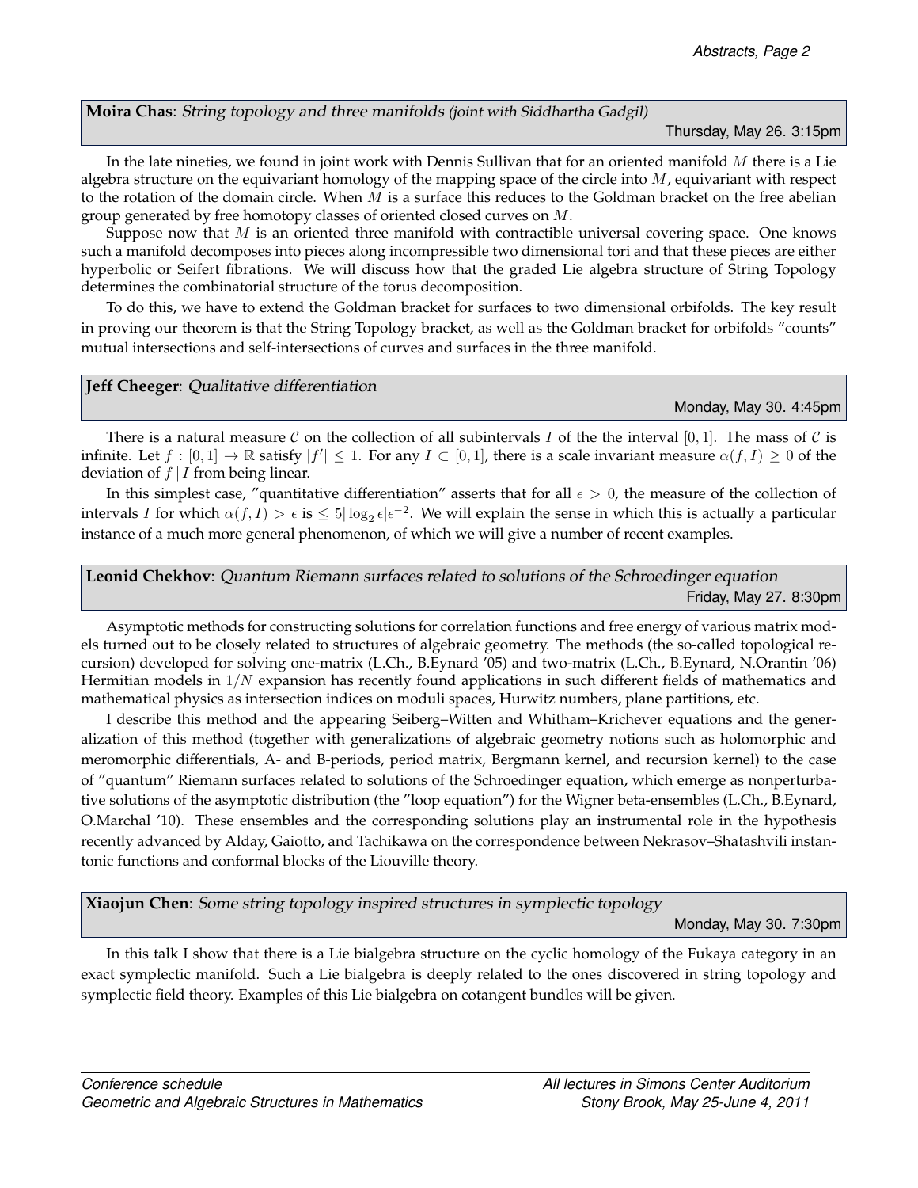**Moira Chas**: *String topology and three manifolds (joint with Siddhartha Gadgil)*

Thursday, May 26. 3:15pm

In the late nineties, we found in joint work with Dennis Sullivan that for an oriented manifold $M$ there is a Lie algebra structure on the equivariant homology of the mapping space of the circle into $M$, equivariant with respect to the rotation of the domain circle. When $M$ is a surface this reduces to the Goldman bracket on the free abelian group generated by free homotopy classes of oriented closed curves on $M$.

Suppose now that $M$ is an oriented three manifold with contractible universal covering space. One knows such a manifold decomposes into pieces along incompressible two dimensional tori and that these pieces are either hyperbolic or Seifert fibrations. We will discuss how that the graded Lie algebra structure of String Topology determines the combinatorial structure of the torus decomposition.

To do this, we have to extend the Goldman bracket for surfaces to two dimensional orbifolds. The key result in proving our theorem is that the String Topology bracket, as well as the Goldman bracket for orbifolds "counts" mutual intersections and self-intersections of curves and surfaces in the three manifold.

**Jeff Cheeger**: *Qualitative differentiation*

Monday, May 30. 4:45pm

There is a natural measure $\mathcal{C}$ on the collection of all subintervals $I$ of the the interval $[0,1]$. The mass of $\mathcal{C}$ is infinite. Let $f : [0,1] \to \mathbb{R}$ satisfy $|f'| \leq 1$. For any $I \subset [0,1]$, there is a scale invariant measure $\alpha(f,I) \geq 0$ of the deviation of $f\,|\,I$ from being linear.

In this simplest case, "quantitative differentiation" asserts that for all $\epsilon > 0$, the measure of the collection of intervals $I$ for which $\alpha(f,I) > \epsilon$ is $\leq 5|\log_2 \epsilon|\epsilon^{-2}$. We will explain the sense in which this is actually a particular instance of a much more general phenomenon, of which we will give a number of recent examples.

**Leonid Chekhov**: *Quantum Riemann surfaces related to solutions of the Schroedinger equation*

Friday, May 27. 8:30pm

Asymptotic methods for constructing solutions for correlation functions and free energy of various matrix models turned out to be closely related to structures of algebraic geometry. The methods (the so-called topological recursion) developed for solving one-matrix (L.Ch., B.Eynard '05) and two-matrix (L.Ch., B.Eynard, N.Orantin '06) Hermitian models in $1/N$ expansion has recently found applications in such different fields of mathematics and mathematical physics as intersection indices on moduli spaces, Hurwitz numbers, plane partitions, etc.

I describe this method and the appearing Seiberg–Witten and Whitham–Krichever equations and the generalization of this method (together with generalizations of algebraic geometry notions such as holomorphic and meromorphic differentials, A- and B-periods, period matrix, Bergmann kernel, and recursion kernel) to the case of "quantum" Riemann surfaces related to solutions of the Schroedinger equation, which emerge as nonperturbative solutions of the asymptotic distribution (the "loop equation") for the Wigner beta-ensembles (L.Ch., B.Eynard, O.Marchal '10). These ensembles and the corresponding solutions play an instrumental role in the hypothesis recently advanced by Alday, Gaiotto, and Tachikawa on the correspondence between Nekrasov–Shatashvili instantonic functions and conformal blocks of the Liouville theory.

**Xiaojun Chen**: *Some string topology inspired structures in symplectic topology*

Monday, May 30. 7:30pm

In this talk I show that there is a Lie bialgebra structure on the cyclic homology of the Fukaya category in an exact symplectic manifold. Such a Lie bialgebra is deeply related to the ones discovered in string topology and symplectic field theory. Examples of this Lie bialgebra on cotangent bundles will be given.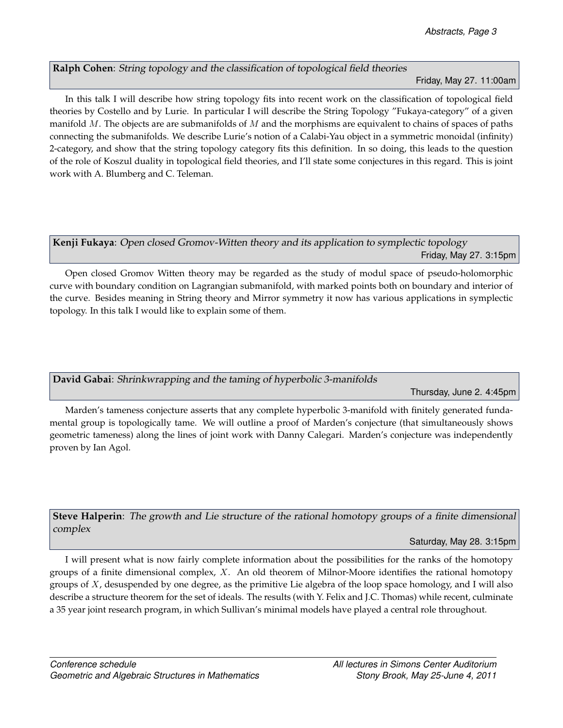**Ralph Cohen**: *String topology and the classification of topological field theories*

Friday, May 27. 11:00am

In this talk I will describe how string topology fits into recent work on the classification of topological field theories by Costello and by Lurie. In particular I will describe the String Topology "Fukaya-category" of a given manifold $M$. The objects are are submanifolds of $M$ and the morphisms are equivalent to chains of spaces of paths connecting the submanifolds. We describe Lurie's notion of a Calabi-Yau object in a symmetric monoidal (infinity) 2-category, and show that the string topology category fits this definition. In so doing, this leads to the question of the role of Koszul duality in topological field theories, and I'll state some conjectures in this regard. This is joint work with A. Blumberg and C. Teleman.

**Kenji Fukaya**: *Open closed Gromov-Witten theory and its application to symplectic topology*

Friday, May 27. 3:15pm

Open closed Gromov Witten theory may be regarded as the study of modul space of pseudo-holomorphic curve with boundary condition on Lagrangian submanifold, with marked points both on boundary and interior of the curve. Besides meaning in String theory and Mirror symmetry it now has various applications in symplectic topology. In this talk I would like to explain some of them.

**David Gabai**: *Shrinkwrapping and the taming of hyperbolic 3-manifolds*

Thursday, June 2. 4:45pm

Marden's tameness conjecture asserts that any complete hyperbolic 3-manifold with finitely generated fundamental group is topologically tame. We will outline a proof of Marden's conjecture (that simultaneously shows geometric tameness) along the lines of joint work with Danny Calegari. Marden's conjecture was independently proven by Ian Agol.

**Steve Halperin**: *The growth and Lie structure of the rational homotopy groups of a finite dimensional complex*

Saturday, May 28. 3:15pm

I will present what is now fairly complete information about the possibilities for the ranks of the homotopy groups of a finite dimensional complex, $X$. An old theorem of Milnor-Moore identifies the rational homotopy groups of $X$, desuspended by one degree, as the primitive Lie algebra of the loop space homology, and I will also describe a structure theorem for the set of ideals. The results (with Y. Felix and J.C. Thomas) while recent, culminate a 35 year joint research program, in which Sullivan's minimal models have played a central role throughout.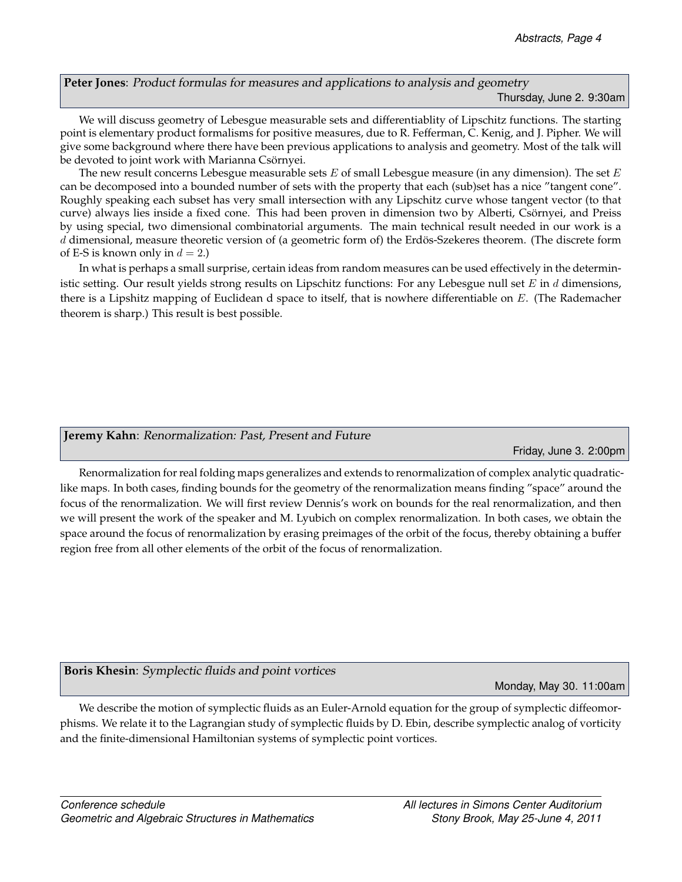**Peter Jones**: *Product formulas for measures and applications to analysis and geometry*

Thursday, June 2. 9:30am

We will discuss geometry of Lebesgue measurable sets and differentiablity of Lipschitz functions. The starting point is elementary product formalisms for positive measures, due to R. Fefferman, C. Kenig, and J. Pipher. We will give some background where there have been previous applications to analysis and geometry. Most of the talk will be devoted to joint work with Marianna Csörnyei.

The new result concerns Lebesgue measurable sets $E$ of small Lebesgue measure (in any dimension). The set $E$ can be decomposed into a bounded number of sets with the property that each (sub)set has a nice "tangent cone". Roughly speaking each subset has very small intersection with any Lipschitz curve whose tangent vector (to that curve) always lies inside a fixed cone. This had been proven in dimension two by Alberti, Csörnyei, and Preiss by using special, two dimensional combinatorial arguments. The main technical result needed in our work is a $d$ dimensional, measure theoretic version of (a geometric form of) the Erdös-Szekeres theorem. (The discrete form of E-S is known only in $d = 2$.)

In what is perhaps a small surprise, certain ideas from random measures can be used effectively in the deterministic setting. Our result yields strong results on Lipschitz functions: For any Lebesgue null set $E$ in $d$ dimensions, there is a Lipshitz mapping of Euclidean d space to itself, that is nowhere differentiable on $E$. (The Rademacher theorem is sharp.) This result is best possible.

**Jeremy Kahn**: *Renormalization: Past, Present and Future*

Friday, June 3. 2:00pm

Renormalization for real folding maps generalizes and extends to renormalization of complex analytic quadratic-like maps. In both cases, finding bounds for the geometry of the renormalization means finding "space" around the focus of the renormalization. We will first review Dennis's work on bounds for the real renormalization, and then we will present the work of the speaker and M. Lyubich on complex renormalization. In both cases, we obtain the space around the focus of renormalization by erasing preimages of the orbit of the focus, thereby obtaining a buffer region free from all other elements of the orbit of the focus of renormalization.

**Boris Khesin**: *Symplectic fluids and point vortices*

Monday, May 30. 11:00am

We describe the motion of symplectic fluids as an Euler-Arnold equation for the group of symplectic diffeomorphisms. We relate it to the Lagrangian study of symplectic fluids by D. Ebin, describe symplectic analog of vorticity and the finite-dimensional Hamiltonian systems of symplectic point vortices.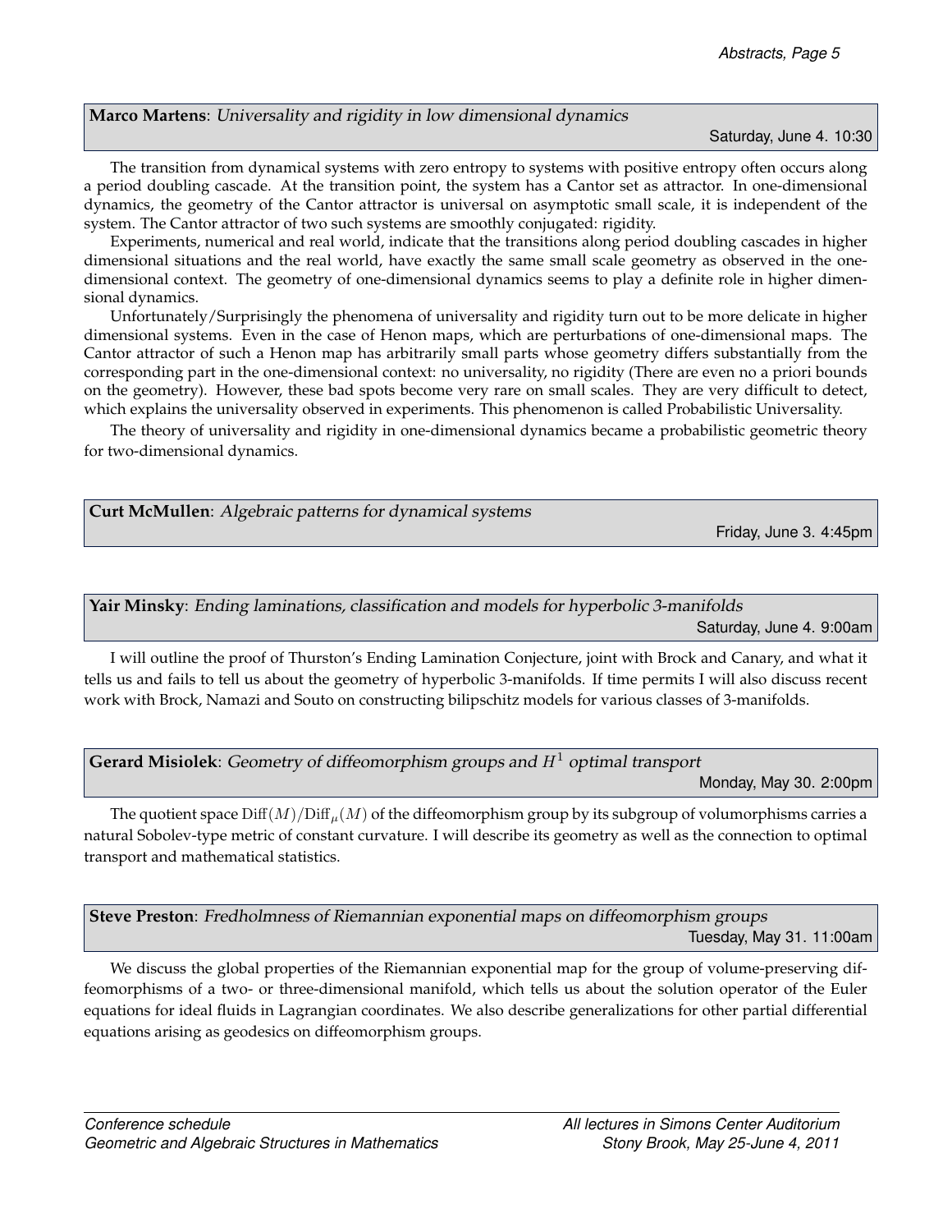**Marco Martens**: *Universality and rigidity in low dimensional dynamics*

Saturday, June 4. 10:30

The transition from dynamical systems with zero entropy to systems with positive entropy often occurs along a period doubling cascade. At the transition point, the system has a Cantor set as attractor. In one-dimensional dynamics, the geometry of the Cantor attractor is universal on asymptotic small scale, it is independent of the system. The Cantor attractor of two such systems are smoothly conjugated: rigidity.

Experiments, numerical and real world, indicate that the transitions along period doubling cascades in higher dimensional situations and the real world, have exactly the same small scale geometry as observed in the one-dimensional context. The geometry of one-dimensional dynamics seems to play a definite role in higher dimensional dynamics.

Unfortunately/Surprisingly the phenomena of universality and rigidity turn out to be more delicate in higher dimensional systems. Even in the case of Henon maps, which are perturbations of one-dimensional maps. The Cantor attractor of such a Henon map has arbitrarily small parts whose geometry differs substantially from the corresponding part in the one-dimensional context: no universality, no rigidity (There are even no a priori bounds on the geometry). However, these bad spots become very rare on small scales. They are very difficult to detect, which explains the universality observed in experiments. This phenomenon is called Probabilistic Universality.

The theory of universality and rigidity in one-dimensional dynamics became a probabilistic geometric theory for two-dimensional dynamics.

**Curt McMullen**: *Algebraic patterns for dynamical systems*

Friday, June 3. 4:45pm

**Yair Minsky**: *Ending laminations, classification and models for hyperbolic 3-manifolds*

Saturday, June 4. 9:00am

I will outline the proof of Thurston's Ending Lamination Conjecture, joint with Brock and Canary, and what it tells us and fails to tell us about the geometry of hyperbolic 3-manifolds. If time permits I will also discuss recent work with Brock, Namazi and Souto on constructing bilipschitz models for various classes of 3-manifolds.

**Gerard Misiolek**: *Geometry of diffeomorphism groups and $H^1$ optimal transport*

Monday, May 30. 2:00pm

The quotient space $\mathrm{Diff}(M)/\mathrm{Diff}_\mu(M)$ of the diffeomorphism group by its subgroup of volumorphisms carries a natural Sobolev-type metric of constant curvature. I will describe its geometry as well as the connection to optimal transport and mathematical statistics.

**Steve Preston**: *Fredholmness of Riemannian exponential maps on diffeomorphism groups*

Tuesday, May 31. 11:00am

We discuss the global properties of the Riemannian exponential map for the group of volume-preserving diffeomorphisms of a two- or three-dimensional manifold, which tells us about the solution operator of the Euler equations for ideal fluids in Lagrangian coordinates. We also describe generalizations for other partial differential equations arising as geodesics on diffeomorphism groups.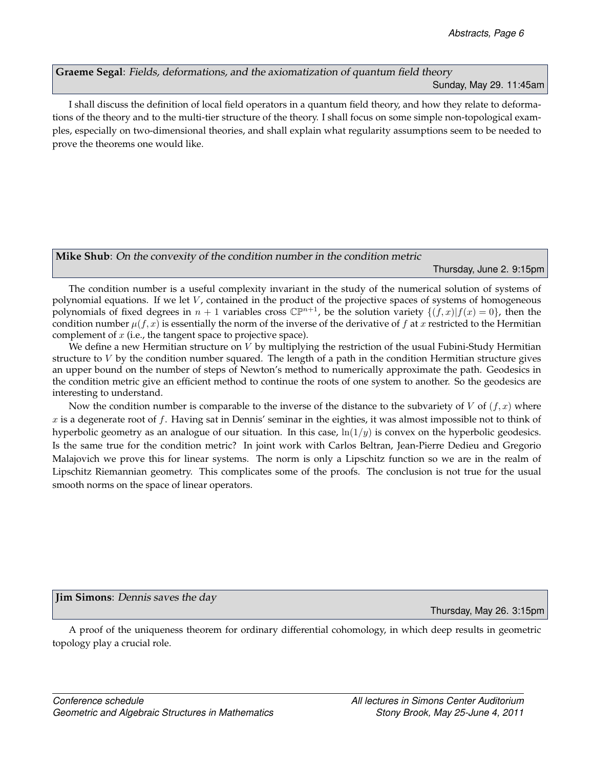**Graeme Segal**: *Fields, deformations, and the axiomatization of quantum field theory*

Sunday, May 29. 11:45am

I shall discuss the definition of local field operators in a quantum field theory, and how they relate to deformations of the theory and to the multi-tier structure of the theory. I shall focus on some simple non-topological examples, especially on two-dimensional theories, and shall explain what regularity assumptions seem to be needed to prove the theorems one would like.

**Mike Shub**: *On the convexity of the condition number in the condition metric*

Thursday, June 2. 9:15pm

The condition number is a useful complexity invariant in the study of the numerical solution of systems of polynomial equations. If we let $V$, contained in the product of the projective spaces of systems of homogeneous polynomials of fixed degrees in $n+1$ variables cross $\mathbb{CP}^{n+1}$, be the solution variety $\{(f,x)|f(x)=0\}$, then the condition number $\mu(f,x)$ is essentially the norm of the inverse of the derivative of $f$ at $x$ restricted to the Hermitian complement of $x$ (i.e., the tangent space to projective space).

We define a new Hermitian structure on $V$ by multiplying the restriction of the usual Fubini-Study Hermitian structure to $V$ by the condition number squared. The length of a path in the condition Hermitian structure gives an upper bound on the number of steps of Newton's method to numerically approximate the path. Geodesics in the condition metric give an efficient method to continue the roots of one system to another. So the geodesics are interesting to understand.

Now the condition number is comparable to the inverse of the distance to the subvariety of $V$ of $(f,x)$ where $x$ is a degenerate root of $f$. Having sat in Dennis' seminar in the eighties, it was almost impossible not to think of hyperbolic geometry as an analogue of our situation. In this case, $\ln(1/y)$ is convex on the hyperbolic geodesics. Is the same true for the condition metric? In joint work with Carlos Beltran, Jean-Pierre Dedieu and Gregorio Malajovich we prove this for linear systems. The norm is only a Lipschitz function so we are in the realm of Lipschitz Riemannian geometry. This complicates some of the proofs. The conclusion is not true for the usual smooth norms on the space of linear operators.

**Jim Simons**: *Dennis saves the day*

Thursday, May 26. 3:15pm

A proof of the uniqueness theorem for ordinary differential cohomology, in which deep results in geometric topology play a crucial role.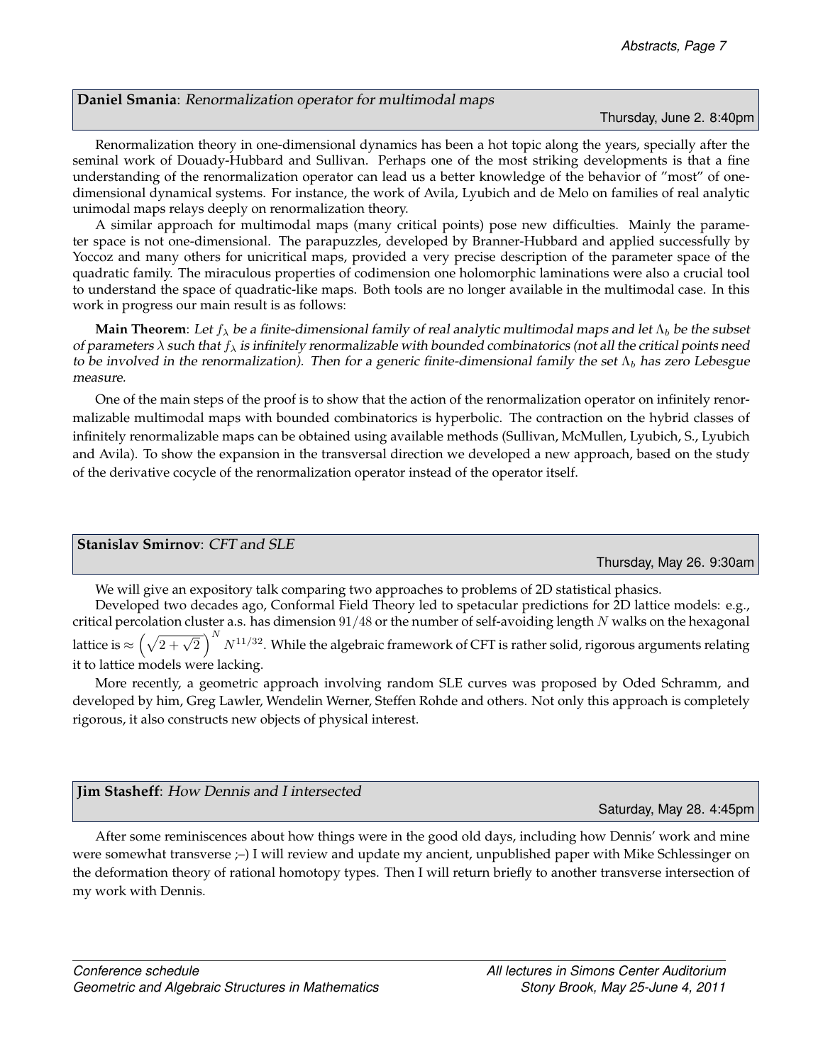**Daniel Smania**: *Renormalization operator for multimodal maps*

Thursday, June 2. 8:40pm

Renormalization theory in one-dimensional dynamics has been a hot topic along the years, specially after the seminal work of Douady-Hubbard and Sullivan. Perhaps one of the most striking developments is that a fine understanding of the renormalization operator can lead us a better knowledge of the behavior of "most" of one-dimensional dynamical systems. For instance, the work of Avila, Lyubich and de Melo on families of real analytic unimodal maps relays deeply on renormalization theory.

A similar approach for multimodal maps (many critical points) pose new difficulties. Mainly the parameter space is not one-dimensional. The parapuzzles, developed by Branner-Hubbard and applied successfully by Yoccoz and many others for unicritical maps, provided a very precise description of the parameter space of the quadratic family. The miraculous properties of codimension one holomorphic laminations were also a crucial tool to understand the space of quadratic-like maps. Both tools are no longer available in the multimodal case. In this work in progress our main result is as follows:

**Main Theorem**: *Let $f_\lambda$ be a finite-dimensional family of real analytic multimodal maps and let $\Lambda_b$ be the subset of parameters $\lambda$ such that $f_\lambda$ is infinitely renormalizable with bounded combinatorics (not all the critical points need to be involved in the renormalization). Then for a generic finite-dimensional family the set $\Lambda_b$ has zero Lebesgue measure.*

One of the main steps of the proof is to show that the action of the renormalization operator on infinitely renormalizable multimodal maps with bounded combinatorics is hyperbolic. The contraction on the hybrid classes of infinitely renormalizable maps can be obtained using available methods (Sullivan, McMullen, Lyubich, S., Lyubich and Avila). To show the expansion in the transversal direction we developed a new approach, based on the study of the derivative cocycle of the renormalization operator instead of the operator itself.

**Stanislav Smirnov**: *CFT and SLE*

Thursday, May 26. 9:30am

We will give an expository talk comparing two approaches to problems of 2D statistical phasics.

Developed two decades ago, Conformal Field Theory led to spetacular predictions for 2D lattice models: e.g., critical percolation cluster a.s. has dimension $91/48$ or the number of self-avoiding length $N$ walks on the hexagonal lattice is $\approx \left(\sqrt{2+\sqrt{2}}\right)^N N^{11/32}$. While the algebraic framework of CFT is rather solid, rigorous arguments relating it to lattice models were lacking.

More recently, a geometric approach involving random SLE curves was proposed by Oded Schramm, and developed by him, Greg Lawler, Wendelin Werner, Steffen Rohde and others. Not only this approach is completely rigorous, it also constructs new objects of physical interest.

**Jim Stasheff**: *How Dennis and I intersected*

Saturday, May 28. 4:45pm

After some reminiscences about how things were in the good old days, including how Dennis' work and mine were somewhat transverse ;–) I will review and update my ancient, unpublished paper with Mike Schlessinger on the deformation theory of rational homotopy types. Then I will return briefly to another transverse intersection of my work with Dennis.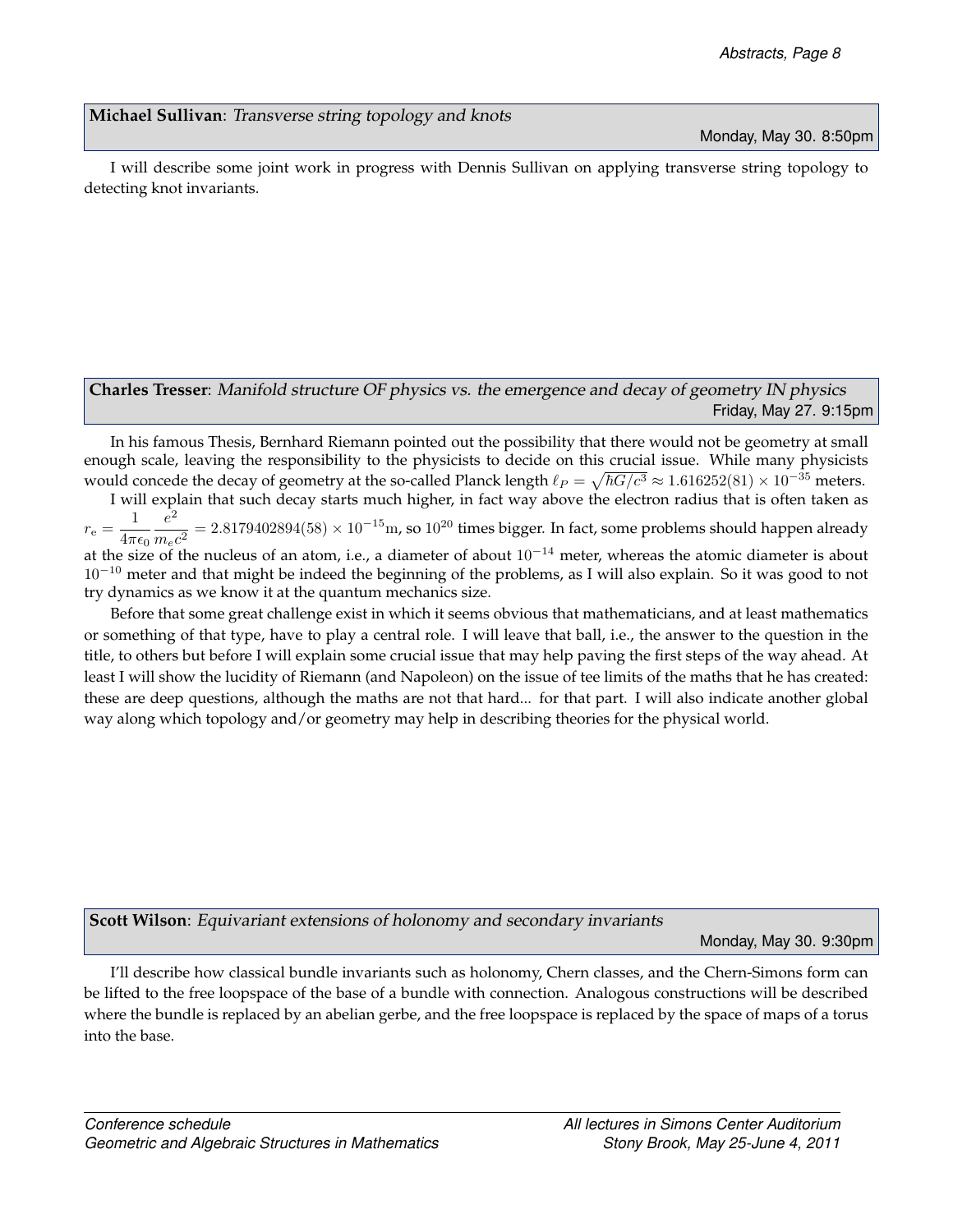**Michael Sullivan**: *Transverse string topology and knots*

Monday, May 30. 8:50pm

I will describe some joint work in progress with Dennis Sullivan on applying transverse string topology to detecting knot invariants.

**Charles Tresser**: *Manifold structure OF physics vs. the emergence and decay of geometry IN physics*

Friday, May 27. 9:15pm

In his famous Thesis, Bernhard Riemann pointed out the possibility that there would not be geometry at small enough scale, leaving the responsibility to the physicists to decide on this crucial issue. While many physicists would concede the decay of geometry at the so-called Planck length $\ell_P = \sqrt{\hbar G/c^3} \approx 1.616252(81) \times 10^{-35}$ meters.

I will explain that such decay starts much higher, in fact way above the electron radius that is often taken as $r_\mathrm{e} = \frac{1}{4\pi\epsilon_0}\frac{e^2}{m_e c^2} = 2.8179402894(58) \times 10^{-15}\mathrm{m}$, so $10^{20}$ times bigger. In fact, some problems should happen already at the size of the nucleus of an atom, i.e., a diameter of about $10^{-14}$ meter, whereas the atomic diameter is about $10^{-10}$ meter and that might be indeed the beginning of the problems, as I will also explain. So it was good to not try dynamics as we know it at the quantum mechanics size.

Before that some great challenge exist in which it seems obvious that mathematicians, and at least mathematics or something of that type, have to play a central role. I will leave that ball, i.e., the answer to the question in the title, to others but before I will explain some crucial issue that may help paving the first steps of the way ahead. At least I will show the lucidity of Riemann (and Napoleon) on the issue of tee limits of the maths that he has created: these are deep questions, although the maths are not that hard... for that part. I will also indicate another global way along which topology and/or geometry may help in describing theories for the physical world.

**Scott Wilson**: *Equivariant extensions of holonomy and secondary invariants*

Monday, May 30. 9:30pm

I'll describe how classical bundle invariants such as holonomy, Chern classes, and the Chern-Simons form can be lifted to the free loopspace of the base of a bundle with connection. Analogous constructions will be described where the bundle is replaced by an abelian gerbe, and the free loopspace is replaced by the space of maps of a torus into the base.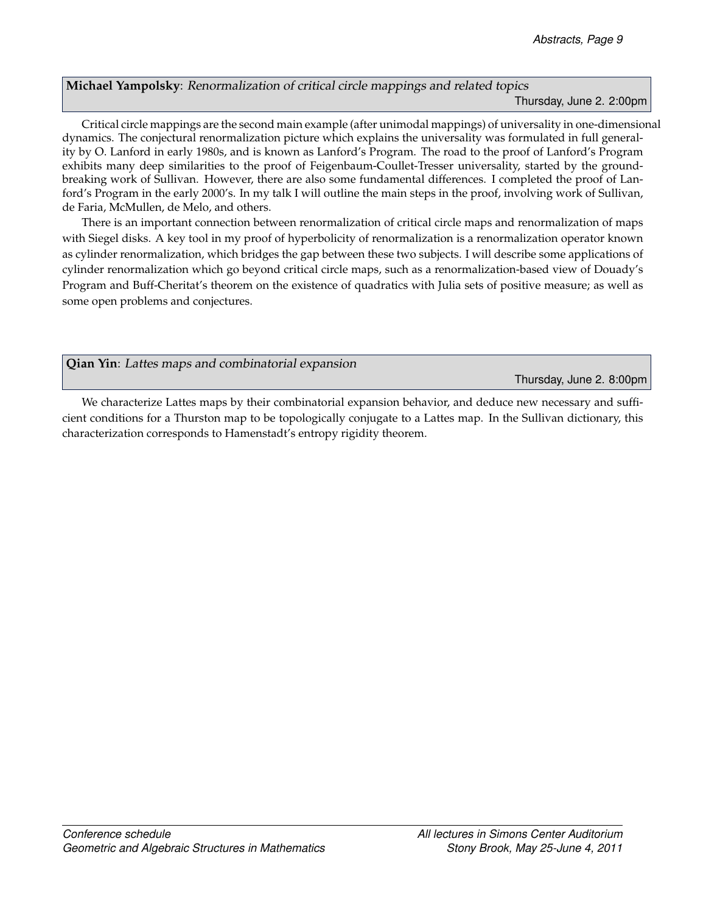**Michael Yampolsky**: *Renormalization of critical circle mappings and related topics*

Thursday, June 2. 2:00pm

Critical circle mappings are the second main example (after unimodal mappings) of universality in one-dimensional dynamics. The conjectural renormalization picture which explains the universality was formulated in full generality by O. Lanford in early 1980s, and is known as Lanford's Program. The road to the proof of Lanford's Program exhibits many deep similarities to the proof of Feigenbaum-Coullet-Tresser universality, started by the groundbreaking work of Sullivan. However, there are also some fundamental differences. I completed the proof of Lanford's Program in the early 2000's. In my talk I will outline the main steps in the proof, involving work of Sullivan, de Faria, McMullen, de Melo, and others.

There is an important connection between renormalization of critical circle maps and renormalization of maps with Siegel disks. A key tool in my proof of hyperbolicity of renormalization is a renormalization operator known as cylinder renormalization, which bridges the gap between these two subjects. I will describe some applications of cylinder renormalization which go beyond critical circle maps, such as a renormalization-based view of Douady's Program and Buff-Cheritat's theorem on the existence of quadratics with Julia sets of positive measure; as well as some open problems and conjectures.

**Qian Yin**: *Lattes maps and combinatorial expansion*

Thursday, June 2. 8:00pm

We characterize Lattes maps by their combinatorial expansion behavior, and deduce new necessary and sufficient conditions for a Thurston map to be topologically conjugate to a Lattes map. In the Sullivan dictionary, this characterization corresponds to Hamenstadt's entropy rigidity theorem.